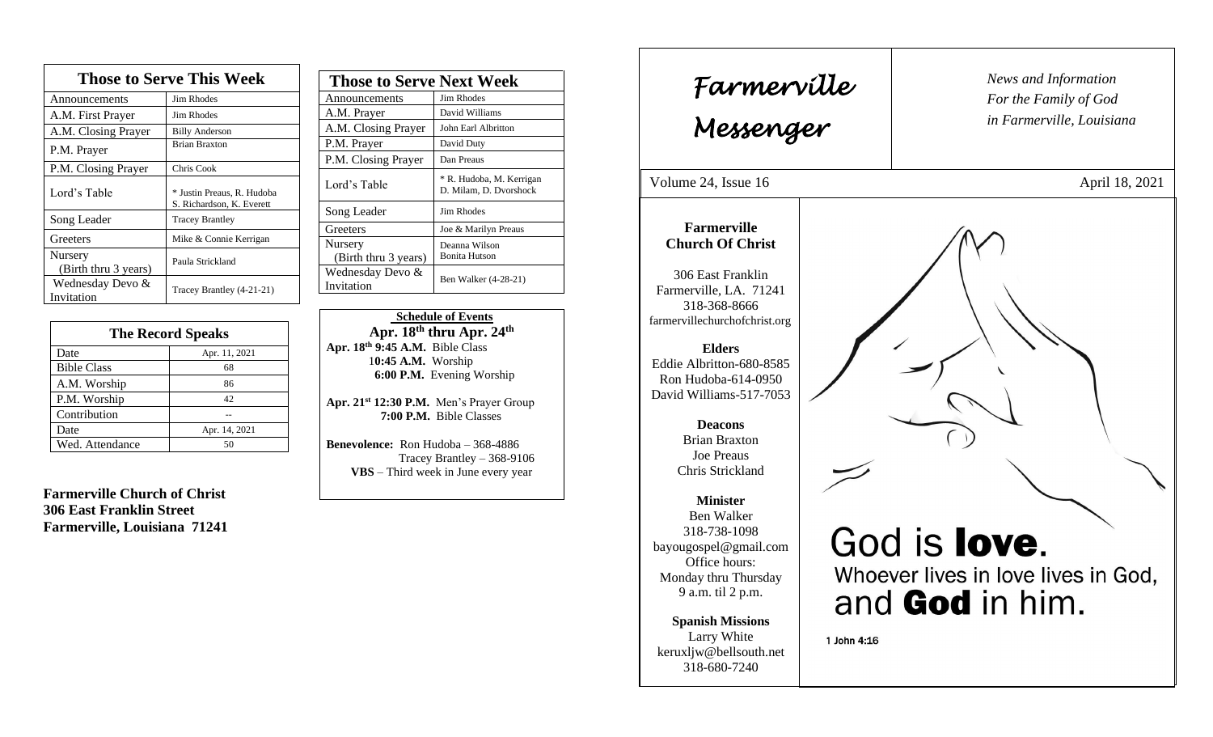| Those to Serve This Week | |
|---|---|
| Announcements | Jim Rhodes |
| A.M. First Prayer | Jim Rhodes |
| A.M. Closing Prayer | Billy Anderson |
| P.M. Prayer | Brian Braxton |
| P.M. Closing Prayer | Chris Cook |
| Lord's Table | * Justin Preaus, R. Hudoba S. Richardson, K. Everett |
| Song Leader | Tracey Brantley |
| Greeters | Mike & Connie Kerrigan |
| Nursery (Birth thru 3 years) | Paula Strickland |
| Wednesday Devo & Invitation | Tracey Brantley (4-21-21) |

| The Record Speaks | |
|---|---|
| Date | Apr. 11, 2021 |
| Bible Class | 68 |
| A.M. Worship | 86 |
| P.M. Worship | 42 |
| Contribution | -- |
| Date | Apr. 14, 2021 |
| Wed. Attendance | 50 |

**Farmerville Church of Christ**
**306 East Franklin Street**
**Farmerville, Louisiana 71241**

| Those to Serve Next Week | |
|---|---|
| Announcements | Jim Rhodes |
| A.M. Prayer | David Williams |
| A.M. Closing Prayer | John Earl Albritton |
| P.M. Prayer | David Duty |
| P.M. Closing Prayer | Dan Preaus |
| Lord's Table | * R. Hudoba, M. Kerrigan D. Milam, D. Dvorshock |
| Song Leader | Jim Rhodes |
| Greeters | Joe & Marilyn Preaus |
| Nursery (Birth thru 3 years) | Deanna Wilson Bonita Hutson |
| Wednesday Devo & Invitation | Ben Walker (4-28-21) |

**Schedule of Events**

**Apr. 18th thru Apr. 24th**

**Apr. 18th 9:45 A.M.** Bible Class
**10:45 A.M.** Worship
**6:00 P.M.** Evening Worship

**Apr. 21st 12:30 P.M.** Men's Prayer Group
**7:00 P.M.** Bible Classes

**Benevolence:** Ron Hudoba – 368-4886
Tracey Brantley – 368-9106
**VBS** – Third week in June every year

# Farmerville Messenger

*News and Information*
*For the Family of God*
*in Farmerville, Louisiana*

Volume 24, Issue 16 April 18, 2021

**Farmerville Church Of Christ**

306 East Franklin
Farmerville, LA. 71241
318-368-8666
farmervillechurchofchrist.org

**Elders**
Eddie Albritton-680-8585
Ron Hudoba-614-0950
David Williams-517-7053

**Deacons**
Brian Braxton
Joe Preaus
Chris Strickland

**Minister**
Ben Walker
318-738-1098
bayougospel@gmail.com
Office hours:
Monday thru Thursday
9 a.m. til 2 p.m.

**Spanish Missions**
Larry White
keruxljw@bellsouth.net
318-680-7240

God is **love**.
Whoever lives in love lives in God, and **God** in him.

1 John 4:16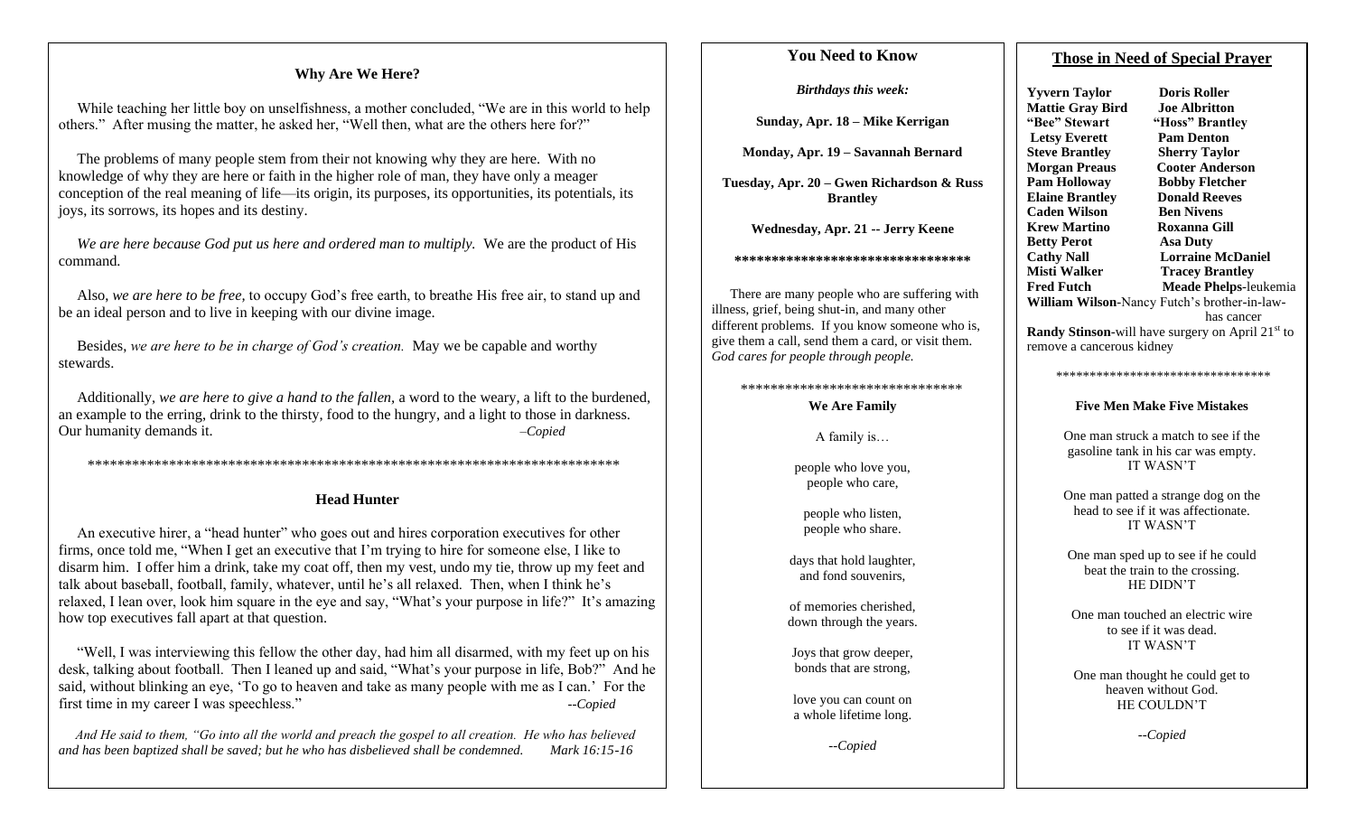## Why Are We Here?

While teaching her little boy on unselfishness, a mother concluded, "We are in this world to help others." After musing the matter, he asked her, "Well then, what are the others here for?"

The problems of many people stem from their not knowing why they are here. With no knowledge of why they are here or faith in the higher role of man, they have only a meager conception of the real meaning of life—its origin, its purposes, its opportunities, its potentials, its joys, its sorrows, its hopes and its destiny.

*We are here because God put us here and ordered man to multiply.* We are the product of His command.

Also, *we are here to be free,* to occupy God's free earth, to breathe His free air, to stand up and be an ideal person and to live in keeping with our divine image.

Besides, *we are here to be in charge of God's creation.* May we be capable and worthy stewards.

Additionally, *we are here to give a hand to the fallen,* a word to the weary, a lift to the burdened, an example to the erring, drink to the thirsty, food to the hungry, and a light to those in darkness. Our humanity demands it. *–Copied*

\*\*\*\*\*\*\*\*\*\*\*\*\*\*\*\*\*\*\*\*\*\*\*\*\*\*\*\*\*\*\*\*\*\*\*\*\*\*\*\*\*\*\*\*\*\*\*\*\*\*\*\*\*\*\*\*\*\*\*\*\*\*\*\*\*\*\*\*\*\*\*\*\*\*\*\*\*

## Head Hunter

An executive hirer, a "head hunter" who goes out and hires corporation executives for other firms, once told me, "When I get an executive that I'm trying to hire for someone else, I like to disarm him. I offer him a drink, take my coat off, then my vest, undo my tie, throw up my feet and talk about baseball, football, family, whatever, until he's all relaxed. Then, when I think he's relaxed, I lean over, look him square in the eye and say, "What's your purpose in life?" It's amazing how top executives fall apart at that question.

"Well, I was interviewing this fellow the other day, had him all disarmed, with my feet up on his desk, talking about football. Then I leaned up and said, "What's your purpose in life, Bob?" And he said, without blinking an eye, 'To go to heaven and take as many people with me as I can.' For the first time in my career I was speechless." *--Copied*

*And He said to them, "Go into all the world and preach the gospel to all creation. He who has believed and has been baptized shall be saved; but he who has disbelieved shall be condemned. Mark 16:15-16*

## You Need to Know

***Birthdays this week:***

**Sunday, Apr. 18 – Mike Kerrigan**

**Monday, Apr. 19 – Savannah Bernard**

**Tuesday, Apr. 20 – Gwen Richardson & Russ Brantley**

**Wednesday, Apr. 21 -- Jerry Keene**

**\*\*\*\*\*\*\*\*\*\*\*\*\*\*\*\*\*\*\*\*\*\*\*\*\*\*\*\*\*\*\*\*\***

There are many people who are suffering with illness, grief, being shut-in, and many other different problems. If you know someone who is, give them a call, send them a card, or visit them. *God cares for people through people.*

\*\*\*\*\*\*\*\*\*\*\*\*\*\*\*\*\*\*\*\*\*\*\*\*\*\*\*\*\*\*

**We Are Family**

A family is…

people who love you,
people who care,

people who listen,
people who share.

days that hold laughter,
and fond souvenirs,

of memories cherished,
down through the years.

Joys that grow deeper,
bonds that are strong,

love you can count on
a whole lifetime long.

*--Copied*

## Those in Need of Special Prayer

| | |
|---|---|
| **Yyvern Taylor** | **Doris Roller** |
| **Mattie Gray Bird** | **Joe Albritton** |
| **"Bee" Stewart** | **"Hoss" Brantley** |
| **Letsy Everett** | **Pam Denton** |
| **Steve Brantley** | **Sherry Taylor** |
| **Morgan Preaus** | **Cooter Anderson** |
| **Pam Holloway** | **Bobby Fletcher** |
| **Elaine Brantley** | **Donald Reeves** |
| **Caden Wilson** | **Ben Nivens** |
| **Krew Martino** | **Roxanna Gill** |
| **Betty Perot** | **Asa Duty** |
| **Cathy Nall** | **Lorraine McDaniel** |
| **Misti Walker** | **Tracey Brantley** |
| **Fred Futch** | **Meade Phelps**-leukemia |

**William Wilson**-Nancy Futch's brother-in-law-has cancer

**Randy Stinson**-will have surgery on April 21st to remove a cancerous kidney

\*\*\*\*\*\*\*\*\*\*\*\*\*\*\*\*\*\*\*\*\*\*\*\*\*\*\*\*\*\*\*\*

**Five Men Make Five Mistakes**

One man struck a match to see if the gasoline tank in his car was empty.
IT WASN'T

One man patted a strange dog on the head to see if it was affectionate.
IT WASN'T

One man sped up to see if he could beat the train to the crossing.
HE DIDN'T

One man touched an electric wire to see if it was dead.
IT WASN'T

One man thought he could get to heaven without God.
HE COULDN'T

*--Copied*